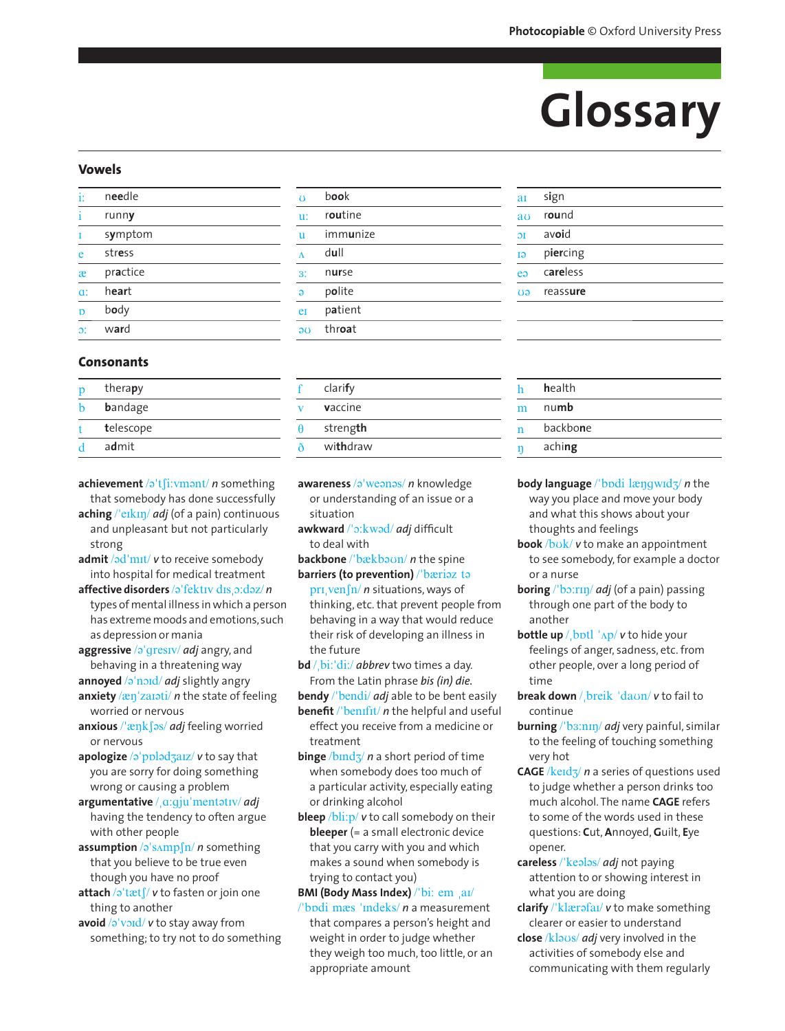# Glossary

## Vowels

| | | | | | |
|---|---|---|---|---|---|
| iː | n**ee**dle | ʊ | b**oo**k | aɪ | s**i**gn |
| i | runn**y** | uː | r**ou**tine | aʊ | r**ou**nd |
| ɪ | s**y**mptom | u | imm**u**nize | ɔɪ | av**oi**d |
| e | str**e**ss | ʌ | d**u**ll | ɪə | p**ier**cing |
| æ | pr**a**ctice | ɜː | n**ur**se | eə | c**are**less |
| ɑː | h**ea**rt | ə | p**o**lite | ʊə | reass**ure** |
| ɒ | b**o**dy | eɪ | p**a**tient | | |
| ɔː | w**a**rd | əʊ | thr**oa**t | | |

## Consonants

| | | | | | |
|---|---|---|---|---|---|
| p | thera**p**y | f | clari**f**y | h | **h**ealth |
| b | **b**andage | v | **v**accine | m | num**b** |
| t | **t**elescope | θ | streng**th** | n | backbo**n**e |
| d | a**d**mit | ð | wi**th**draw | ŋ | achi**ng** |

**achievement** /əˈtʃiːvmənt/ *n* something that somebody has done successfully

**aching** /ˈeɪkɪŋ/ *adj* (of a pain) continuous and unpleasant but not particularly strong

**admit** /ədˈmɪt/ *v* to receive somebody into hospital for medical treatment

**affective disorders** /əˈfektɪv dɪsˌɔːdəz/ *n* types of mental illness in which a person has extreme moods and emotions, such as depression or mania

**aggressive** /əˈgresɪv/ *adj* angry, and behaving in a threatening way

**annoyed** /əˈnɔɪd/ *adj* slightly angry

**anxiety** /æŋˈzaɪəti/ *n* the state of feeling worried or nervous

**anxious** /ˈæŋkʃəs/ *adj* feeling worried or nervous

**apologize** /əˈpɒlədʒaɪz/ *v* to say that you are sorry for doing something wrong or causing a problem

**argumentative** /ˌɑːgjuˈmentətɪv/ *adj* having the tendency to often argue with other people

**assumption** /əˈsʌmpʃn/ *n* something that you believe to be true even though you have no proof

**attach** /əˈtætʃ/ *v* to fasten or join one thing to another

**avoid** /əˈvɔɪd/ *v* to stay away from something; to try not to do something

**awareness** /əˈweənəs/ *n* knowledge or understanding of an issue or a situation

**awkward** /ˈɔːkwəd/ *adj* difficult to deal with

**backbone** /ˈbækbəʊn/ *n* the spine

**barriers (to prevention)** /ˈbæriəz tə prɪˌvenʃn/ *n* situations, ways of thinking, etc. that prevent people from behaving in a way that would reduce their risk of developing an illness in the future

**bd** /ˌbiːˈdiː/ *abbrev* two times a day. From the Latin phrase *bis (in) die*.

**bendy** /ˈbendi/ *adj* able to be bent easily

**benefit** /ˈbenɪfɪt/ *n* the helpful and useful effect you receive from a medicine or treatment

**binge** /bɪndʒ/ *n* a short period of time when somebody does too much of a particular activity, especially eating or drinking alcohol

**bleep** /bliːp/ *v* to call somebody on their **bleeper** (= a small electronic device that you carry with you and which makes a sound when somebody is trying to contact you)

**BMI (Body Mass Index)** /ˈbiː em ˌaɪ/ /ˈbɒdi mæs ˈɪndeks/ *n* a measurement that compares a person's height and weight in order to judge whether they weigh too much, too little, or an appropriate amount

**body language** /ˈbɒdi læŋgwɪdʒ/ *n* the way you place and move your body and what this shows about your thoughts and feelings

**book** /bʊk/ *v* to make an appointment to see somebody, for example a doctor or a nurse

**boring** /ˈbɔːrɪŋ/ *adj* (of a pain) passing through one part of the body to another

**bottle up** /ˌbɒtl ˈʌp/ *v* to hide your feelings of anger, sadness, etc. from other people, over a long period of time

**break down** /ˌbreɪk ˈdaʊn/ *v* to fail to continue

**burning** /ˈbɜːnɪŋ/ *adj* very painful, similar to the feeling of touching something very hot

**CAGE** /keɪdʒ/ *n* a series of questions used to judge whether a person drinks too much alcohol. The name **CAGE** refers to some of the words used in these questions: **C**ut, **A**nnoyed, **G**uilt, **E**ye opener.

**careless** /ˈkeələs/ *adj* not paying attention to or showing interest in what you are doing

**clarify** /ˈklærəfaɪ/ *v* to make something clearer or easier to understand

**close** /kləʊs/ *adj* very involved in the activities of somebody else and communicating with them regularly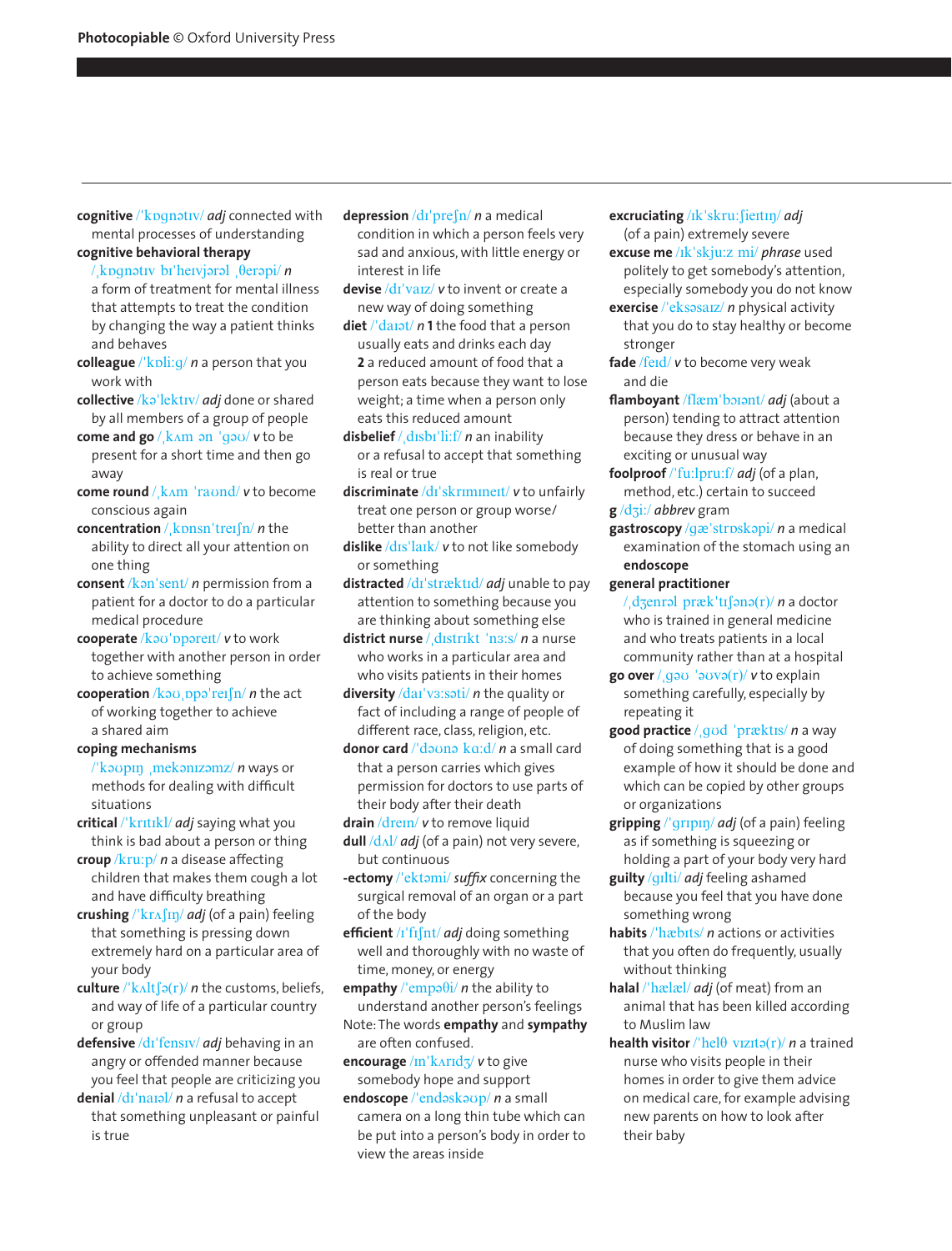Photocopiable © Oxford University Press

**cognitive** /ˈkɒɡnətɪv/ *adj* connected with mental processes of understanding

**cognitive behavioral therapy** /ˌkɒɡnətɪv bɪˈheɪvjərəl ˌθerəpi/ *n* a form of treatment for mental illness that attempts to treat the condition by changing the way a patient thinks and behaves

**colleague** /ˈkɒliːɡ/ *n* a person that you work with

**collective** /kəˈlektɪv/ *adj* done or shared by all members of a group of people

**come and go** /ˌkʌm ən ˈɡəʊ/ *v* to be present for a short time and then go away

**come round** /ˌkʌm ˈraʊnd/ *v* to become conscious again

**concentration** /ˌkɒnsnˈtreɪʃn/ *n* the ability to direct all your attention on one thing

**consent** /kənˈsent/ *n* permission from a patient for a doctor to do a particular medical procedure

**cooperate** /kəʊˈɒpəreɪt/ *v* to work together with another person in order to achieve something

**cooperation** /kəʊˌɒpəˈreɪʃn/ *n* the act of working together to achieve a shared aim

**coping mechanisms** /ˈkəʊpɪŋ ˌmekənɪzəmz/ *n* ways or methods for dealing with difficult situations

**critical** /ˈkrɪtɪkl/ *adj* saying what you think is bad about a person or thing

**croup** /kruːp/ *n* a disease affecting children that makes them cough a lot and have difficulty breathing

**crushing** /ˈkrʌʃɪŋ/ *adj* (of a pain) feeling that something is pressing down extremely hard on a particular area of your body

**culture** /ˈkʌltʃə(r)/ *n* the customs, beliefs, and way of life of a particular country or group

**defensive** /dɪˈfensɪv/ *adj* behaving in an angry or offended manner because you feel that people are criticizing you

**denial** /dɪˈnaɪəl/ *n* a refusal to accept that something unpleasant or painful is true

**depression** /dɪˈpreʃn/ *n* a medical condition in which a person feels very sad and anxious, with little energy or interest in life

**devise** /dɪˈvaɪz/ *v* to invent or create a new way of doing something

**diet** /ˈdaɪət/ *n* **1** the food that a person usually eats and drinks each day **2** a reduced amount of food that a person eats because they want to lose weight; a time when a person only eats this reduced amount

**disbelief** /ˌdɪsbɪˈliːf/ *n* an inability or a refusal to accept that something is real or true

**discriminate** /dɪˈskrɪmɪneɪt/ *v* to unfairly treat one person or group worse/ better than another

**dislike** /dɪsˈlaɪk/ *v* to not like somebody or something

**distracted** /dɪˈstræktɪd/ *adj* unable to pay attention to something because you are thinking about something else

**district nurse** /ˌdɪstrɪkt ˈnɜːs/ *n* a nurse who works in a particular area and who visits patients in their homes

**diversity** /daɪˈvɜːsəti/ *n* the quality or fact of including a range of people of different race, class, religion, etc.

**donor card** /ˈdəʊnə kɑːd/ *n* a small card that a person carries which gives permission for doctors to use parts of their body after their death

**drain** /dreɪn/ *v* to remove liquid

**dull** /dʌl/ *adj* (of a pain) not very severe, but continuous

**-ectomy** /ˈektəmi/ *suffix* concerning the surgical removal of an organ or a part of the body

**efficient** /ɪˈfɪʃnt/ *adj* doing something well and thoroughly with no waste of time, money, or energy

**empathy** /ˈempəθi/ *n* the ability to understand another person's feelings

Note: The words **empathy** and **sympathy** are often confused.

**encourage** /ɪnˈkʌrɪdʒ/ *v* to give somebody hope and support

**endoscope** /ˈendəskəʊp/ *n* a small camera on a long thin tube which can be put into a person's body in order to view the areas inside

**excruciating** /ɪkˈskruːʃieɪtɪŋ/ *adj* (of a pain) extremely severe

**excuse me** /ɪkˈskjuːz mi/ *phrase* used politely to get somebody's attention, especially somebody you do not know

**exercise** /ˈeksəsaɪz/ *n* physical activity that you do to stay healthy or become stronger

**fade** /feɪd/ *v* to become very weak and die

**flamboyant** /flæmˈbɔɪənt/ *adj* (about a person) tending to attract attention because they dress or behave in an exciting or unusual way

**foolproof** /ˈfuːlpruːf/ *adj* (of a plan, method, etc.) certain to succeed

**g** /dʒiː/ *abbrev* gram

**gastroscopy** /ɡæˈstrɒskəpi/ *n* a medical examination of the stomach using an **endoscope**

**general practitioner** /ˌdʒenrəl prækˈtɪʃənə(r)/ *n* a doctor who is trained in general medicine and who treats patients in a local community rather than at a hospital

**go over** /ˌɡəʊ ˈəʊvə(r)/ *v* to explain something carefully, especially by repeating it

**good practice** /ˌɡʊd ˈpræktɪs/ *n* a way of doing something that is a good example of how it should be done and which can be copied by other groups or organizations

**gripping** /ˈɡrɪpɪŋ/ *adj* (of a pain) feeling as if something is squeezing or holding a part of your body very hard

**guilty** /ɡɪlti/ *adj* feeling ashamed because you feel that you have done something wrong

**habits** /ˈhæbɪts/ *n* actions or activities that you often do frequently, usually without thinking

**halal** /ˈhælæl/ *adj* (of meat) from an animal that has been killed according to Muslim law

**health visitor** /ˈhelθ vɪzɪtə(r)/ *n* a trained nurse who visits people in their homes in order to give them advice on medical care, for example advising new parents on how to look after their baby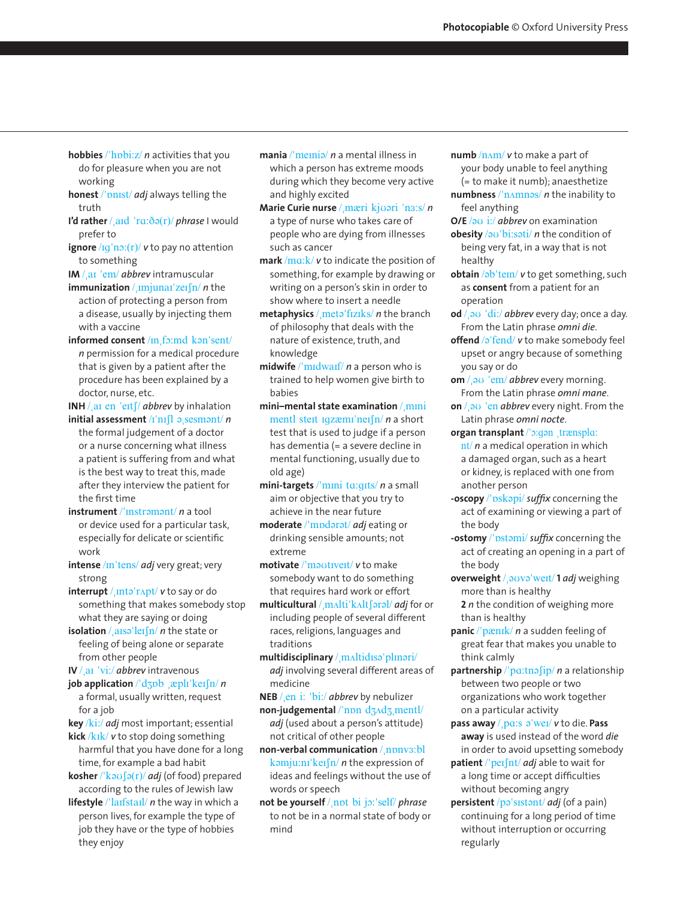**hobbies** /ˈhɒbiːz/ ***n*** activities that you do for pleasure when you are not working

**honest** /ˈɒnɪst/ ***adj*** always telling the truth

**I'd rather** /ˌaɪd ˈrɑːðə(r)/ ***phrase*** I would prefer to

**ignore** /ɪɡˈnɔː(r)/ ***v*** to pay no attention to something

**IM** /ˌaɪ ˈem/ ***abbrev*** intramuscular

**immunization** /ˌɪmjunaɪˈzeɪʃn/ ***n*** the action of protecting a person from a disease, usually by injecting them with a vaccine

**informed consent** /ɪnˌfɔːmd kənˈsent/ ***n*** permission for a medical procedure that is given by a patient after the procedure has been explained by a doctor, nurse, etc.

**INH** /ˌaɪ en ˈeɪtʃ/ ***abbrev*** by inhalation

**initial assessment** /ɪˈnɪʃl əˌsesmənt/ ***n*** the formal judgement of a doctor or a nurse concerning what illness a patient is suffering from and what is the best way to treat this, made after they interview the patient for the first time

**instrument** /ˈɪnstrəmənt/ ***n*** a tool or device used for a particular task, especially for delicate or scientific work

**intense** /ɪnˈtens/ ***adj*** very great; very strong

**interrupt** /ˌɪntəˈrʌpt/ ***v*** to say or do something that makes somebody stop what they are saying or doing

**isolation** /ˌaɪsəˈleɪʃn/ ***n*** the state or feeling of being alone or separate from other people

**IV** /ˌaɪ ˈviː/ ***abbrev*** intravenous

**job application** /ˈdʒɒb ˌæplɪˈkeɪʃn/ ***n*** a formal, usually written, request for a job

**key** /kiː/ ***adj*** most important; essential

**kick** /kɪk/ ***v*** to stop doing something harmful that you have done for a long time, for example a bad habit

**kosher** /ˈkəʊʃə(r)/ ***adj*** (of food) prepared according to the rules of Jewish law

**lifestyle** /ˈlaɪfstaɪl/ ***n*** the way in which a person lives, for example the type of job they have or the type of hobbies they enjoy

**mania** /ˈmeɪniə/ ***n*** a mental illness in which a person has extreme moods during which they become very active and highly excited

**Marie Curie nurse** /ˌmæri kjʊəri ˈnɜːs/ ***n*** a type of nurse who takes care of people who are dying from illnesses such as cancer

**mark** /mɑːk/ ***v*** to indicate the position of something, for example by drawing or writing on a person's skin in order to show where to insert a needle

**metaphysics** /ˌmetəˈfɪzɪks/ ***n*** the branch of philosophy that deals with the nature of existence, truth, and knowledge

**midwife** /ˈmɪdwaɪf/ ***n*** a person who is trained to help women give birth to babies

**mini–mental state examination** /ˌmɪni mentl steɪt ɪɡzæmɪˈneɪʃn/ ***n*** a short test that is used to judge if a person has dementia (= a severe decline in mental functioning, usually due to old age)

**mini-targets** /ˈmɪni tɑːɡɪts/ ***n*** a small aim or objective that you try to achieve in the near future

**moderate** /ˈmɒdərət/ ***adj*** eating or drinking sensible amounts; not extreme

**motivate** /ˈməʊtɪveɪt/ ***v*** to make somebody want to do something that requires hard work or effort

**multicultural** /ˌmʌltiˈkʌltʃərəl/ ***adj*** for or including people of several different races, religions, languages and traditions

**multidisciplinary** /ˌmʌltidɪsəˈplɪnəri/ ***adj*** involving several different areas of medicine

**NEB** /ˌen iː ˈbiː/ ***abbrev*** by nebulizer

**non-judgemental** /ˈnɒn dʒʌdʒˌmentl/ ***adj*** (used about a person's attitude) not critical of other people

**non-verbal communication** /ˌnɒnvɜːbl kəmjuːnɪˈkeɪʃn/ ***n*** the expression of ideas and feelings without the use of words or speech

**not be yourself** /ˌnɒt bi jɔːˈself/ ***phrase*** to not be in a normal state of body or mind

**numb** /nʌm/ ***v*** to make a part of your body unable to feel anything (= to make it numb); anaesthetize

**numbness** /ˈnʌmnəs/ ***n*** the inability to feel anything

**O/E** /əʊ iː/ ***abbrev*** on examination

**obesity** /əʊˈbiːsəti/ ***n*** the condition of being very fat, in a way that is not healthy

**obtain** /əbˈteɪn/ ***v*** to get something, such as **consent** from a patient for an operation

**od** /ˌəʊ ˈdiː/ ***abbrev*** every day; once a day. From the Latin phrase *omni die*.

**offend** /əˈfend/ ***v*** to make somebody feel upset or angry because of something you say or do

**om** /ˌəʊ ˈem/ ***abbrev*** every morning. From the Latin phrase *omni mane*.

**on** /ˌəʊ ˈen ***abbrev*** every night. From the Latin phrase *omni nocte*.

**organ transplant** /ˈɔːɡən ˌtrænsplɑːnt/ ***n*** a medical operation in which a damaged organ, such as a heart or kidney, is replaced with one from another person

**-oscopy** /ˈɒskəpi/ ***suffix*** concerning the act of examining or viewing a part of the body

**-ostomy** /ˈɒstəmi/ ***suffix*** concerning the act of creating an opening in a part of the body

**overweight** /ˌəʊvəˈweɪt/ **1** ***adj*** weighing more than is healthy
**2** ***n*** the condition of weighing more than is healthy

**panic** /ˈpænɪk/ ***n*** a sudden feeling of great fear that makes you unable to think calmly

**partnership** /ˈpɑːtnəʃɪp/ ***n*** a relationship between two people or two organizations who work together on a particular activity

**pass away** /ˌpɑːs əˈweɪ/ ***v*** to die. **Pass away** is used instead of the word *die* in order to avoid upsetting somebody

**patient** /ˈpeɪʃnt/ ***adj*** able to wait for a long time or accept difficulties without becoming angry

**persistent** /pəˈsɪstənt/ ***adj*** (of a pain) continuing for a long period of time without interruption or occurring regularly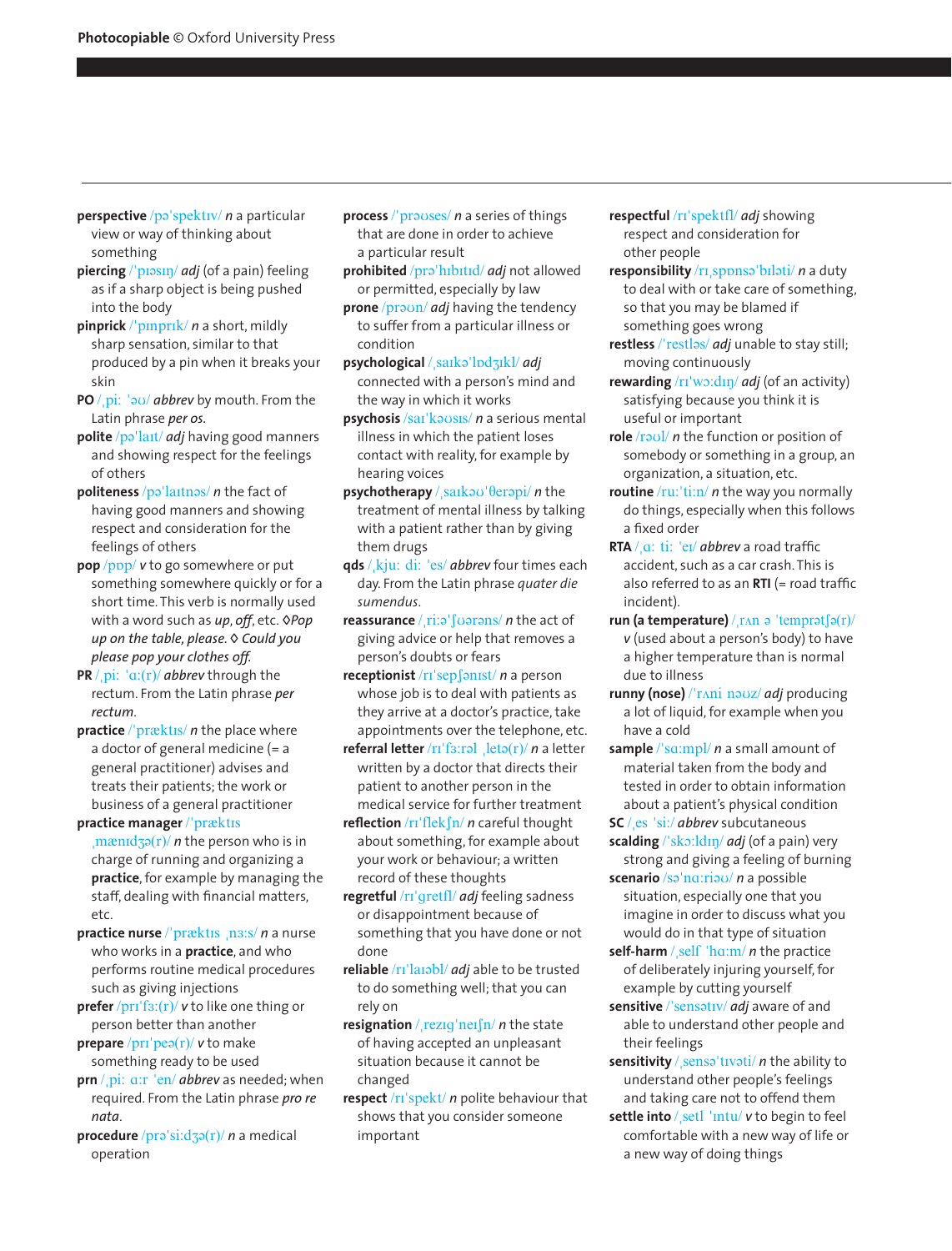**Photocopiable** © Oxford University Press

**perspective** /pəˈspektɪv/ *n* a particular view or way of thinking about something

**piercing** /ˈpɪəsɪŋ/ *adj* (of a pain) feeling as if a sharp object is being pushed into the body

**pinprick** /ˈpɪnprɪk/ *n* a short, mildly sharp sensation, similar to that produced by a pin when it breaks your skin

**PO** /ˌpiː ˈəʊ/ *abbrev* by mouth. From the Latin phrase *per os*.

**polite** /pəˈlaɪt/ *adj* having good manners and showing respect for the feelings of others

**politeness** /pəˈlaɪtnəs/ *n* the fact of having good manners and showing respect and consideration for the feelings of others

**pop** /pɒp/ *v* to go somewhere or put something somewhere quickly or for a short time. This verb is normally used with a word such as *up*, *off*, etc. ◊*Pop up on the table, please.* ◊ *Could you please pop your clothes off.*

**PR** /ˌpiː ˈɑː(r)/ *abbrev* through the rectum. From the Latin phrase *per rectum*.

**practice** /ˈpræktɪs/ *n* the place where a doctor of general medicine (= a general practitioner) advises and treats their patients; the work or business of a general practitioner

**practice manager** /ˈpræktɪs ˌmænɪdʒə(r)/ *n* the person who is in charge of running and organizing a **practice**, for example by managing the staff, dealing with financial matters, etc.

**practice nurse** /ˈpræktɪs ˌnɜːs/ *n* a nurse who works in a **practice**, and who performs routine medical procedures such as giving injections

**prefer** /prɪˈfɜː(r)/ *v* to like one thing or person better than another

**prepare** /prɪˈpeə(r)/ *v* to make something ready to be used

**prn** /ˌpiː ɑːr ˈen/ *abbrev* as needed; when required. From the Latin phrase *pro re nata*.

**procedure** /prəˈsiːdʒə(r)/ *n* a medical operation

**process** /ˈprəʊses/ *n* a series of things that are done in order to achieve a particular result

**prohibited** /prəˈhɪbɪtɪd/ *adj* not allowed or permitted, especially by law

**prone** /prəʊn/ *adj* having the tendency to suffer from a particular illness or condition

**psychological** /ˌsaɪkəˈlɒdʒɪkl/ *adj* connected with a person's mind and the way in which it works

**psychosis** /saɪˈkəʊsɪs/ *n* a serious mental illness in which the patient loses contact with reality, for example by hearing voices

**psychotherapy** /ˌsaɪkəʊˈθerəpi/ *n* the treatment of mental illness by talking with a patient rather than by giving them drugs

**qds** /ˌkjuː diː ˈes/ *abbrev* four times each day. From the Latin phrase *quater die sumendus*.

**reassurance** /ˌriːəˈʃʊərəns/ *n* the act of giving advice or help that removes a person's doubts or fears

**receptionist** /rɪˈsepʃənɪst/ *n* a person whose job is to deal with patients as they arrive at a doctor's practice, take appointments over the telephone, etc.

**referral letter** /rɪˈfɜːrəl ˌletə(r)/ *n* a letter written by a doctor that directs their patient to another person in the medical service for further treatment

**reflection** /rɪˈflekʃn/ *n* careful thought about something, for example about your work or behaviour; a written record of these thoughts

**regretful** /rɪˈgretfl/ *adj* feeling sadness or disappointment because of something that you have done or not done

**reliable** /rɪˈlaɪəbl/ *adj* able to be trusted to do something well; that you can rely on

**resignation** /ˌrezɪgˈneɪʃn/ *n* the state of having accepted an unpleasant situation because it cannot be changed

**respect** /rɪˈspekt/ *n* polite behaviour that shows that you consider someone important

**respectful** /rɪˈspektfl/ *adj* showing respect and consideration for other people

**responsibility** /rɪˌspɒnsəˈbɪləti/ *n* a duty to deal with or take care of something, so that you may be blamed if something goes wrong

**restless** /ˈrestləs/ *adj* unable to stay still; moving continuously

**rewarding** /rɪˈwɔːdɪŋ/ *adj* (of an activity) satisfying because you think it is useful or important

**role** /rəʊl/ *n* the function or position of somebody or something in a group, an organization, a situation, etc.

**routine** /ruːˈtiːn/ *n* the way you normally do things, especially when this follows a fixed order

**RTA** /ˌɑː tiː ˈeɪ/ *abbrev* a road traffic accident, such as a car crash. This is also referred to as an **RTI** (= road traffic incident).

**run (a temperature)** /ˌrʌn ə ˈtemprətʃə(r)/ *v* (used about a person's body) to have a higher temperature than is normal due to illness

**runny (nose)** /ˈrʌni nəʊz/ *adj* producing a lot of liquid, for example when you have a cold

**sample** /ˈsɑːmpl/ *n* a small amount of material taken from the body and tested in order to obtain information about a patient's physical condition

**SC** /ˌes ˈsiː/ *abbrev* subcutaneous

**scalding** /ˈskɔːldɪŋ/ *adj* (of a pain) very strong and giving a feeling of burning

**scenario** /səˈnɑːriəʊ/ *n* a possible situation, especially one that you imagine in order to discuss what you would do in that type of situation

**self-harm** /ˌself ˈhɑːm/ *n* the practice of deliberately injuring yourself, for example by cutting yourself

**sensitive** /ˈsensətɪv/ *adj* aware of and able to understand other people and their feelings

**sensitivity** /ˌsensəˈtɪvəti/ *n* the ability to understand other people's feelings and taking care not to offend them

**settle into** /ˌsetl ˈɪntu/ *v* to begin to feel comfortable with a new way of life or a new way of doing things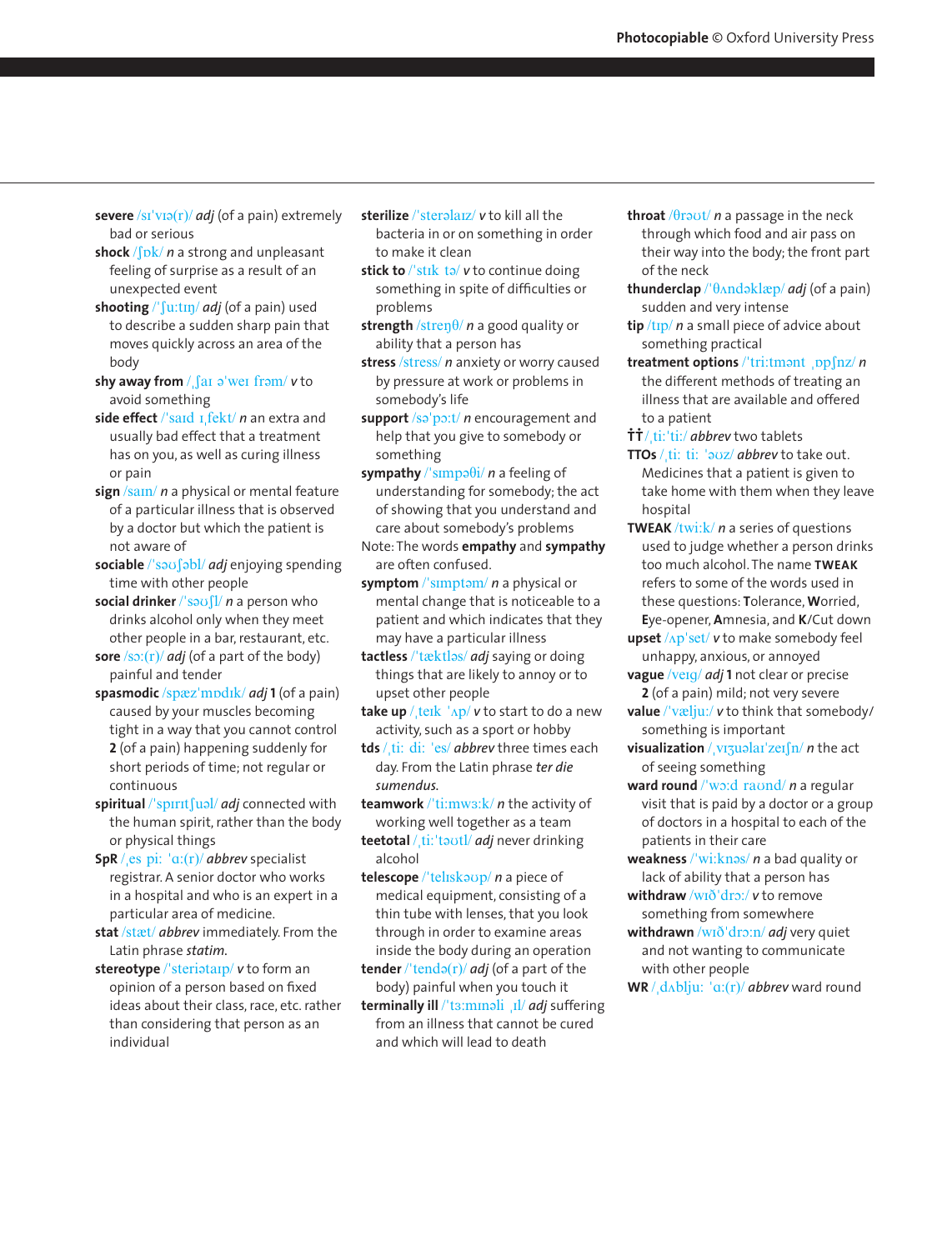**severe** /sɪˈvɪə(r)/ *adj* (of a pain) extremely bad or serious

**shock** /ʃɒk/ *n* a strong and unpleasant feeling of surprise as a result of an unexpected event

**shooting** /ˈʃuːtɪŋ/ *adj* (of a pain) used to describe a sudden sharp pain that moves quickly across an area of the body

**shy away from** /ˌʃaɪ əˈweɪ frəm/ *v* to avoid something

**side effect** /ˈsaɪd ɪˌfekt/ *n* an extra and usually bad effect that a treatment has on you, as well as curing illness or pain

**sign** /saɪn/ *n* a physical or mental feature of a particular illness that is observed by a doctor but which the patient is not aware of

**sociable** /ˈsəʊʃəbl/ *adj* enjoying spending time with other people

**social drinker** /ˈsəʊʃl/ *n* a person who drinks alcohol only when they meet other people in a bar, restaurant, etc.

**sore** /sɔː(r)/ *adj* (of a part of the body) painful and tender

**spasmodic** /spæzˈmɒdɪk/ *adj* **1** (of a pain) caused by your muscles becoming tight in a way that you cannot control **2** (of a pain) happening suddenly for short periods of time; not regular or continuous

**spiritual** /ˈspɪrɪtʃuəl/ *adj* connected with the human spirit, rather than the body or physical things

**SpR** /ˌes piː ˈɑː(r)/ *abbrev* specialist registrar. A senior doctor who works in a hospital and who is an expert in a particular area of medicine.

**stat** /stæt/ *abbrev* immediately. From the Latin phrase *statim*.

**stereotype** /ˈsteriətaɪp/ *v* to form an opinion of a person based on fixed ideas about their class, race, etc. rather than considering that person as an individual

**sterilize** /ˈsterəlaɪz/ *v* to kill all the bacteria in or on something in order to make it clean

**stick to** /ˈstɪk tə/ *v* to continue doing something in spite of difficulties or problems

**strength** /streŋθ/ *n* a good quality or ability that a person has

**stress** /stress/ *n* anxiety or worry caused by pressure at work or problems in somebody's life

**support** /səˈpɔːt/ *n* encouragement and help that you give to somebody or something

**sympathy** /ˈsɪmpəθi/ *n* a feeling of understanding for somebody; the act of showing that you understand and care about somebody's problems

Note: The words **empathy** and **sympathy** are often confused.

**symptom** /ˈsɪmptəm/ *n* a physical or mental change that is noticeable to a patient and which indicates that they may have a particular illness

**tactless** /ˈtæktləs/ *adj* saying or doing things that are likely to annoy or to upset other people

**take up** /ˌteɪk ˈʌp/ *v* to start to do a new activity, such as a sport or hobby

**tds** /ˌtiː diː ˈes/ *abbrev* three times each day. From the Latin phrase *ter die sumendus*.

**teamwork** /ˈtiːmwɜːk/ *n* the activity of working well together as a team

**teetotal** /ˌtiːˈtəʊtl/ *adj* never drinking alcohol

**telescope** /ˈtelɪskəʊp/ *n* a piece of medical equipment, consisting of a thin tube with lenses, that you look through in order to examine areas inside the body during an operation

**tender** /ˈtendə(r)/ *adj* (of a part of the body) painful when you touch it

**terminally ill** /ˈtɜːmɪnəli ˌɪl/ *adj* suffering from an illness that cannot be cured and which will lead to death

**throat** /θrəʊt/ *n* a passage in the neck through which food and air pass on their way into the body; the front part of the neck

**thunderclap** /ˈθʌndəklæp/ *adj* (of a pain) sudden and very intense

**tip** /tɪp/ *n* a small piece of advice about something practical

**treatment options** /ˈtriːtmənt ˌɒpʃnz/ *n* the different methods of treating an illness that are available and offered to a patient

**ṪṪ** /ˌtiːˈtiː/ *abbrev* two tablets

**TTOs** /ˌtiː tiː ˈəʊz/ *abbrev* to take out. Medicines that a patient is given to take home with them when they leave hospital

**TWEAK** /twiːk/ *n* a series of questions used to judge whether a person drinks too much alcohol. The name **TWEAK** refers to some of the words used in these questions: **T**olerance, **W**orried, **E**ye-opener, **A**mnesia, and **K**/Cut down

**upset** /ʌpˈset/ *v* to make somebody feel unhappy, anxious, or annoyed

**vague** /veɪg/ *adj* **1** not clear or precise **2** (of a pain) mild; not very severe

**value** /ˈvæljuː/ *v* to think that somebody/something is important

**visualization** /ˌvɪʒuəlaɪˈzeɪʃn/ *n* the act of seeing something

**ward round** /ˈwɔːd raʊnd/ *n* a regular visit that is paid by a doctor or a group of doctors in a hospital to each of the patients in their care

**weakness** /ˈwiːknəs/ *n* a bad quality or lack of ability that a person has

**withdraw** /wɪðˈdrɔː/ *v* to remove something from somewhere

**withdrawn** /wɪðˈdrɔːn/ *adj* very quiet and not wanting to communicate with other people

**WR** /ˌdʌbljuː ˈɑː(r)/ *abbrev* ward round